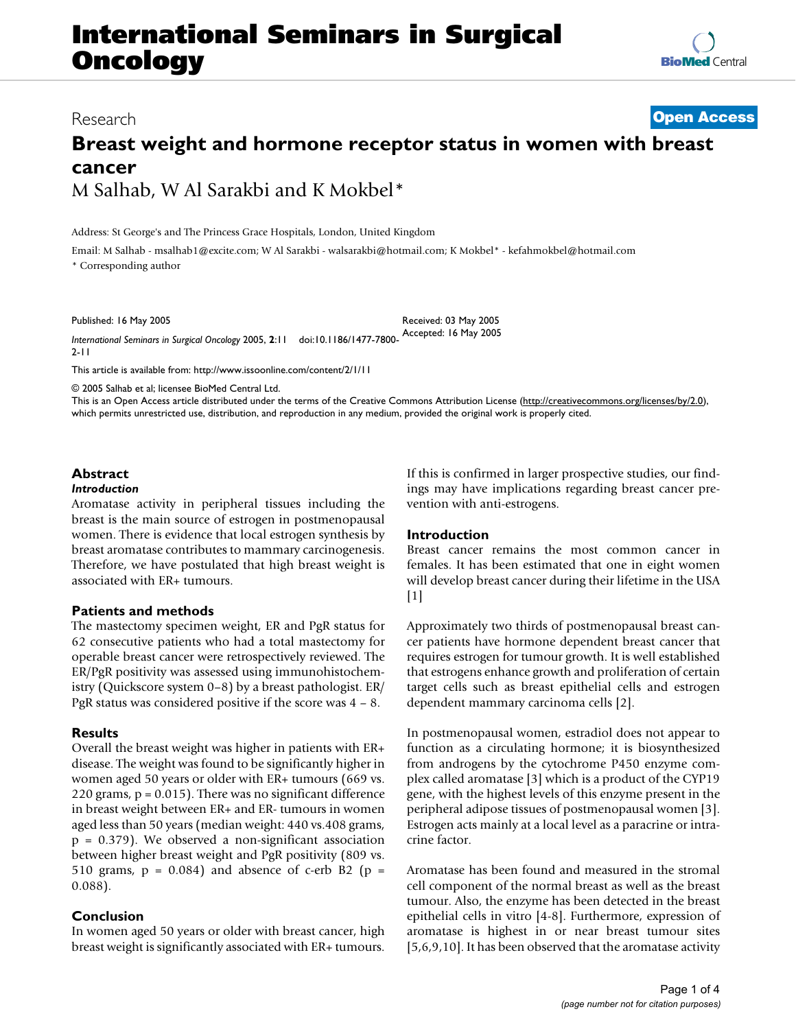# Breast weight and hormone receptor status in women with breast cancer

M Salhab, W Al Sarakbi and K Mokbel*

Address: St George's and The Princess Grace Hospitals, London, United Kingdom

Email: M Salhab - msalhab1@excite.com; W Al Sarakbi - walsarakbi@hotmail.com; K Mokbel* - kefahmokbel@hotmail.com

* Corresponding author

Published: 16 May 2005

Received: 03 May 2005

Accepted: 16 May 2005

*International Seminars in Surgical Oncology* 2005, **2**:11 doi:10.1186/1477-7800-2-11

This article is available from: http://www.issoonline.com/content/2/1/11

© 2005 Salhab et al; licensee BioMed Central Ltd.

This is an Open Access article distributed under the terms of the Creative Commons Attribution License (http://creativecommons.org/licenses/by/2.0), which permits unrestricted use, distribution, and reproduction in any medium, provided the original work is properly cited.

## Abstract

### *Introduction*

Aromatase activity in peripheral tissues including the breast is the main source of estrogen in postmenopausal women. There is evidence that local estrogen synthesis by breast aromatase contributes to mammary carcinogenesis. Therefore, we have postulated that high breast weight is associated with ER+ tumours.

### Patients and methods

The mastectomy specimen weight, ER and PgR status for 62 consecutive patients who had a total mastectomy for operable breast cancer were retrospectively reviewed. The ER/PgR positivity was assessed using immunohistochemistry (Quickscore system 0–8) by a breast pathologist. ER/PgR status was considered positive if the score was 4 – 8.

### Results

Overall the breast weight was higher in patients with ER+ disease. The weight was found to be significantly higher in women aged 50 years or older with ER+ tumours (669 vs. 220 grams, $p = 0.015$). There was no significant difference in breast weight between ER+ and ER- tumours in women aged less than 50 years (median weight: 440 vs.408 grams, $p = 0.379$). We observed a non-significant association between higher breast weight and PgR positivity (809 vs. 510 grams, $p = 0.084$) and absence of c-erb B2 ($p = 0.088$).

### Conclusion

In women aged 50 years or older with breast cancer, high breast weight is significantly associated with ER+ tumours. If this is confirmed in larger prospective studies, our findings may have implications regarding breast cancer prevention with anti-estrogens.

## Introduction

Breast cancer remains the most common cancer in females. It has been estimated that one in eight women will develop breast cancer during their lifetime in the USA [1]

Approximately two thirds of postmenopausal breast cancer patients have hormone dependent breast cancer that requires estrogen for tumour growth. It is well established that estrogens enhance growth and proliferation of certain target cells such as breast epithelial cells and estrogen dependent mammary carcinoma cells [2].

In postmenopausal women, estradiol does not appear to function as a circulating hormone; it is biosynthesized from androgens by the cytochrome P450 enzyme complex called aromatase [3] which is a product of the CYP19 gene, with the highest levels of this enzyme present in the peripheral adipose tissues of postmenopausal women [3]. Estrogen acts mainly at a local level as a paracrine or intracrine factor.

Aromatase has been found and measured in the stromal cell component of the normal breast as well as the breast tumour. Also, the enzyme has been detected in the breast epithelial cells in vitro [4-8]. Furthermore, expression of aromatase is highest in or near breast tumour sites [5,6,9,10]. It has been observed that the aromatase activity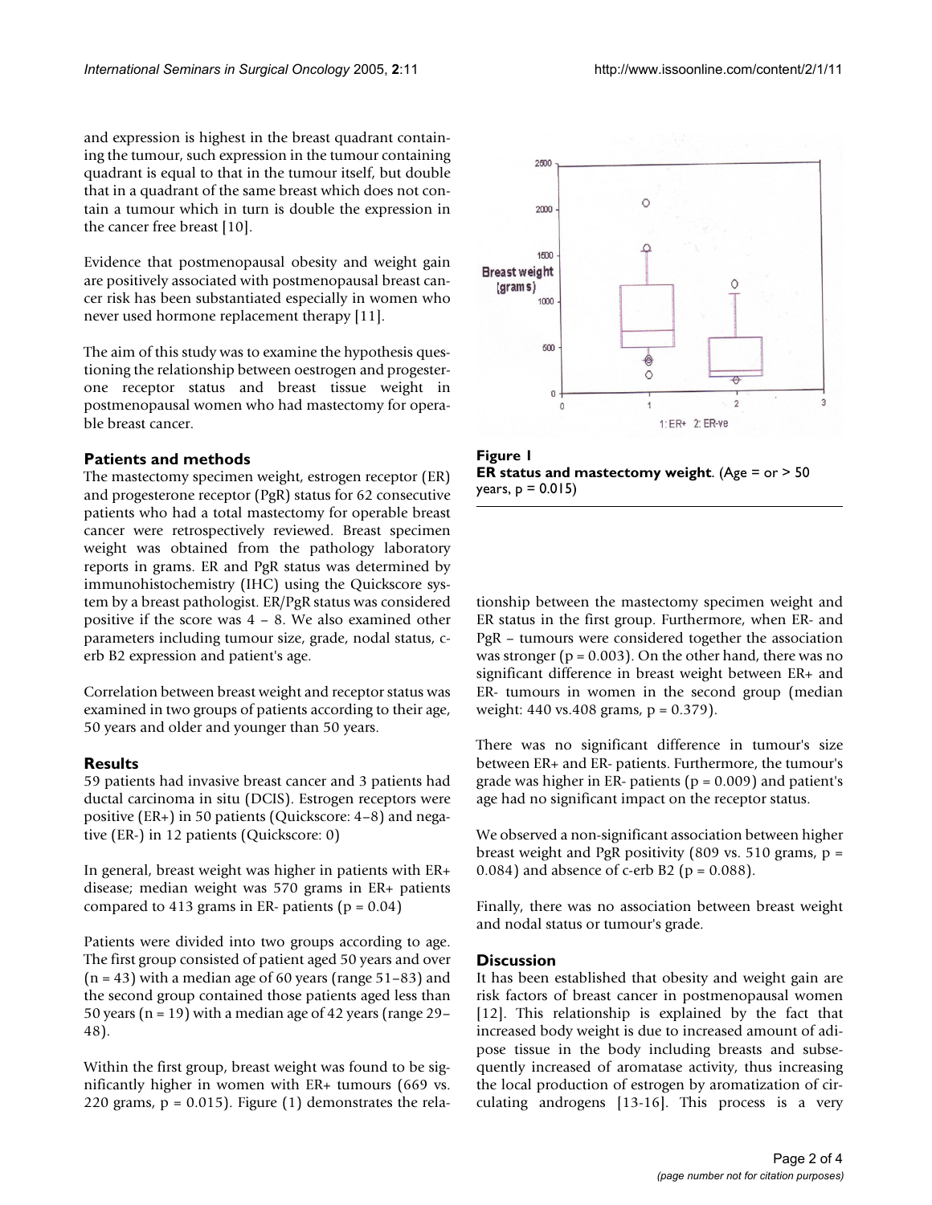and expression is highest in the breast quadrant containing the tumour, such expression in the tumour containing quadrant is equal to that in the tumour itself, but double that in a quadrant of the same breast which does not contain a tumour which in turn is double the expression in the cancer free breast [10].

Evidence that postmenopausal obesity and weight gain are positively associated with postmenopausal breast cancer risk has been substantiated especially in women who never used hormone replacement therapy [11].

The aim of this study was to examine the hypothesis questioning the relationship between oestrogen and progesterone receptor status and breast tissue weight in postmenopausal women who had mastectomy for operable breast cancer.

## Patients and methods

The mastectomy specimen weight, estrogen receptor (ER) and progesterone receptor (PgR) status for 62 consecutive patients who had a total mastectomy for operable breast cancer were retrospectively reviewed. Breast specimen weight was obtained from the pathology laboratory reports in grams. ER and PgR status was determined by immunohistochemistry (IHC) using the Quickscore system by a breast pathologist. ER/PgR status was considered positive if the score was 4 – 8. We also examined other parameters including tumour size, grade, nodal status, c-erb B2 expression and patient's age.

Correlation between breast weight and receptor status was examined in two groups of patients according to their age, 50 years and older and younger than 50 years.

## Results

59 patients had invasive breast cancer and 3 patients had ductal carcinoma in situ (DCIS). Estrogen receptors were positive (ER+) in 50 patients (Quickscore: 4–8) and negative (ER-) in 12 patients (Quickscore: 0)

In general, breast weight was higher in patients with ER+ disease; median weight was 570 grams in ER+ patients compared to 413 grams in ER- patients ($p = 0.04$)

Patients were divided into two groups according to age. The first group consisted of patient aged 50 years and over ($n = 43$) with a median age of 60 years (range 51–83) and the second group contained those patients aged less than 50 years ($n = 19$) with a median age of 42 years (range 29–48).

Within the first group, breast weight was found to be significantly higher in women with ER+ tumours (669 vs. 220 grams, $p = 0.015$). Figure (1) demonstrates the relationship between the mastectomy specimen weight and ER status in the first group. Furthermore, when ER- and PgR – tumours were considered together the association was stronger ($p = 0.003$). On the other hand, there was no significant difference in breast weight between ER+ and ER- tumours in women in the second group (median weight: 440 vs.408 grams, $p = 0.379$).

**Figure 1**
**ER status and mastectomy weight**. (Age = or > 50 years, $p = 0.015$)

There was no significant difference in tumour's size between ER+ and ER- patients. Furthermore, the tumour's grade was higher in ER- patients ($p = 0.009$) and patient's age had no significant impact on the receptor status.

We observed a non-significant association between higher breast weight and PgR positivity (809 vs. 510 grams, $p = 0.084$) and absence of c-erb B2 ($p = 0.088$).

Finally, there was no association between breast weight and nodal status or tumour's grade.

## Discussion

It has been established that obesity and weight gain are risk factors of breast cancer in postmenopausal women [12]. This relationship is explained by the fact that increased body weight is due to increased amount of adipose tissue in the body including breasts and subsequently increased of aromatase activity, thus increasing the local production of estrogen by aromatization of circulating androgens [13-16]. This process is a very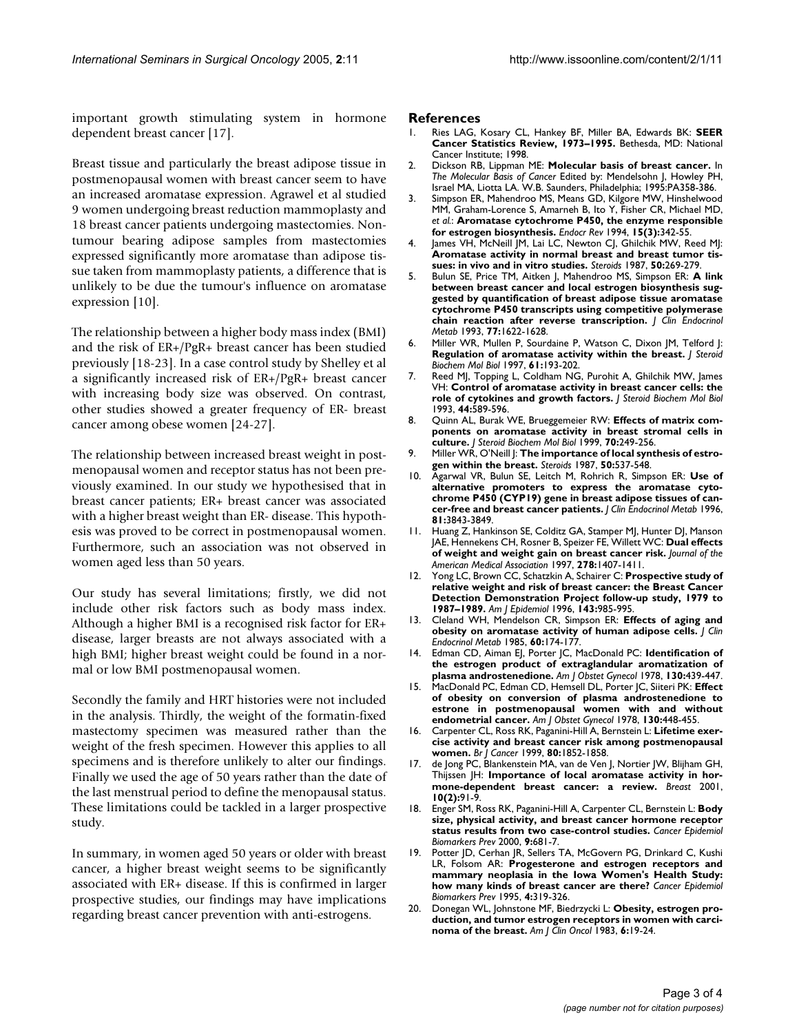important growth stimulating system in hormone dependent breast cancer [17].

Breast tissue and particularly the breast adipose tissue in postmenopausal women with breast cancer seem to have an increased aromatase expression. Agrawel et al studied 9 women undergoing breast reduction mammoplasty and 18 breast cancer patients undergoing mastectomies. Non-tumour bearing adipose samples from mastectomies expressed significantly more aromatase than adipose tissue taken from mammoplasty patients, a difference that is unlikely to be due the tumour's influence on aromatase expression [10].

The relationship between a higher body mass index (BMI) and the risk of ER+/PgR+ breast cancer has been studied previously [18-23]. In a case control study by Shelley et al a significantly increased risk of ER+/PgR+ breast cancer with increasing body size was observed. On contrast, other studies showed a greater frequency of ER- breast cancer among obese women [24-27].

The relationship between increased breast weight in postmenopausal women and receptor status has not been previously examined. In our study we hypothesised that in breast cancer patients; ER+ breast cancer was associated with a higher breast weight than ER- disease. This hypothesis was proved to be correct in postmenopausal women. Furthermore, such an association was not observed in women aged less than 50 years.

Our study has several limitations; firstly, we did not include other risk factors such as body mass index. Although a higher BMI is a recognised risk factor for ER+ disease, larger breasts are not always associated with a high BMI; higher breast weight could be found in a normal or low BMI postmenopausal women.

Secondly the family and HRT histories were not included in the analysis. Thirdly, the weight of the formatin-fixed mastectomy specimen was measured rather than the weight of the fresh specimen. However this applies to all specimens and is therefore unlikely to alter our findings. Finally we used the age of 50 years rather than the date of the last menstrual period to define the menopausal status. These limitations could be tackled in a larger prospective study.

In summary, in women aged 50 years or older with breast cancer, a higher breast weight seems to be significantly associated with ER+ disease. If this is confirmed in larger prospective studies, our findings may have implications regarding breast cancer prevention with anti-estrogens.

## References

1. Ries LAG, Kosary CL, Hankey BF, Miller BA, Edwards BK: **SEER Cancer Statistics Review, 1973–1995.** Bethesda, MD: National Cancer Institute; 1998.
2. Dickson RB, Lippman ME: **Molecular basis of breast cancer.** In *The Molecular Basis of Cancer* Edited by: Mendelsohn J, Howley PH, Israel MA, Liotta LA. W.B. Saunders, Philadelphia; 1995:PA358-386.
3. Simpson ER, Mahendroo MS, Means GD, Kilgore MW, Hinshelwood MM, Graham-Lorence S, Amarneh B, Ito Y, Fisher CR, Michael MD, *et al.*: **Aromatase cytochrome P450, the enzyme responsible for estrogen biosynthesis.** *Endocr Rev* 1994, **15(3)**:342-55.
4. James VH, McNeill JM, Lai LC, Newton CJ, Ghilchik MW, Reed MJ: **Aromatase activity in normal breast and breast tumor tissues: in vivo and in vitro studies.** *Steroids* 1987, **50**:269-279.
5. Bulun SE, Price TM, Aitken J, Mahendroo MS, Simpson ER: **A link between breast cancer and local estrogen biosynthesis suggested by quantification of breast adipose tissue aromatase cytochrome P450 transcripts using competitive polymerase chain reaction after reverse transcription.** *J Clin Endocrinol Metab* 1993, **77**:1622-1628.
6. Miller WR, Mullen P, Sourdaine P, Watson C, Dixon JM, Telford J: **Regulation of aromatase activity within the breast.** *J Steroid Biochem Mol Biol* 1997, **61**:193-202.
7. Reed MJ, Topping L, Coldham NG, Purohit A, Ghilchik MW, James VH: **Control of aromatase activity in breast cancer cells: the role of cytokines and growth factors.** *J Steroid Biochem Mol Biol* 1993, **44**:589-596.
8. Quinn AL, Burak WE, Brueggemeier RW: **Effects of matrix components on aromatase activity in breast stromal cells in culture.** *J Steroid Biochem Mol Biol* 1999, **70**:249-256.
9. Miller WR, O'Neill J: **The importance of local synthesis of estrogen within the breast.** *Steroids* 1987, **50**:537-548.
10. Agarwal VR, Bulun SE, Leitch M, Rohrich R, Simpson ER: **Use of alternative promoters to express the aromatase cytochrome P450 (CYP19) gene in breast adipose tissues of cancer-free and breast cancer patients.** *J Clin Endocrinol Metab* 1996, **81**:3843-3849.
11. Huang Z, Hankinson SE, Colditz GA, Stamper MJ, Hunter DJ, Manson JAE, Hennekens CH, Rosner B, Speizer FE, Willett WC: **Dual effects of weight and weight gain on breast cancer risk.** *Journal of the American Medical Association* 1997, **278**:1407-1411.
12. Yong LC, Brown CC, Schatzkin A, Schairer C: **Prospective study of relative weight and risk of breast cancer: the Breast Cancer Detection Demonstration Project follow-up study, 1979 to 1987–1989.** *Am J Epidemiol* 1996, **143**:985-995.
13. Cleland WH, Mendelson CR, Simpson ER: **Effects of aging and obesity on aromatase activity of human adipose cells.** *J Clin Endocrinol Metab* 1985, **60**:174-177.
14. Edman CD, Aiman EJ, Porter JC, MacDonald PC: **Identification of the estrogen product of extraglandular aromatization of plasma androstenedione.** *Am J Obstet Gynecol* 1978, **130**:439-447.
15. MacDonald PC, Edman CD, Hemsell DL, Porter JC, Siiteri PK: **Effect of obesity on conversion of plasma androstenedione to estrone in postmenopausal women with and without endometrial cancer.** *Am J Obstet Gynecol* 1978, **130**:448-455.
16. Carpenter CL, Ross RK, Paganini-Hill A, Bernstein L: **Lifetime exercise activity and breast cancer risk among postmenopausal women.** *Br J Cancer* 1999, **80**:1852-1858.
17. de Jong PC, Blankenstein MA, van de Ven J, Nortier JW, Blijham GH, Thijssen JH: **Importance of local aromatase activity in hormone-dependent breast cancer: a review.** *Breast* 2001, **10(2)**:91-9.
18. Enger SM, Ross RK, Paganini-Hill A, Carpenter CL, Bernstein L: **Body size, physical activity, and breast cancer hormone receptor status results from two case-control studies.** *Cancer Epidemiol Biomarkers Prev* 2000, **9**:681-7.
19. Potter JD, Cerhan JR, Sellers TA, McGovern PG, Drinkard C, Kushi LR, Folsom AR: **Progesterone and estrogen receptors and mammary neoplasia in the Iowa Women's Health Study: how many kinds of breast cancer are there?** *Cancer Epidemiol Biomarkers Prev* 1995, **4**:319-326.
20. Donegan WL, Johnstone MF, Biedrzycki L: **Obesity, estrogen production, and tumor estrogen receptors in women with carcinoma of the breast.** *Am J Clin Oncol* 1983, **6**:19-24.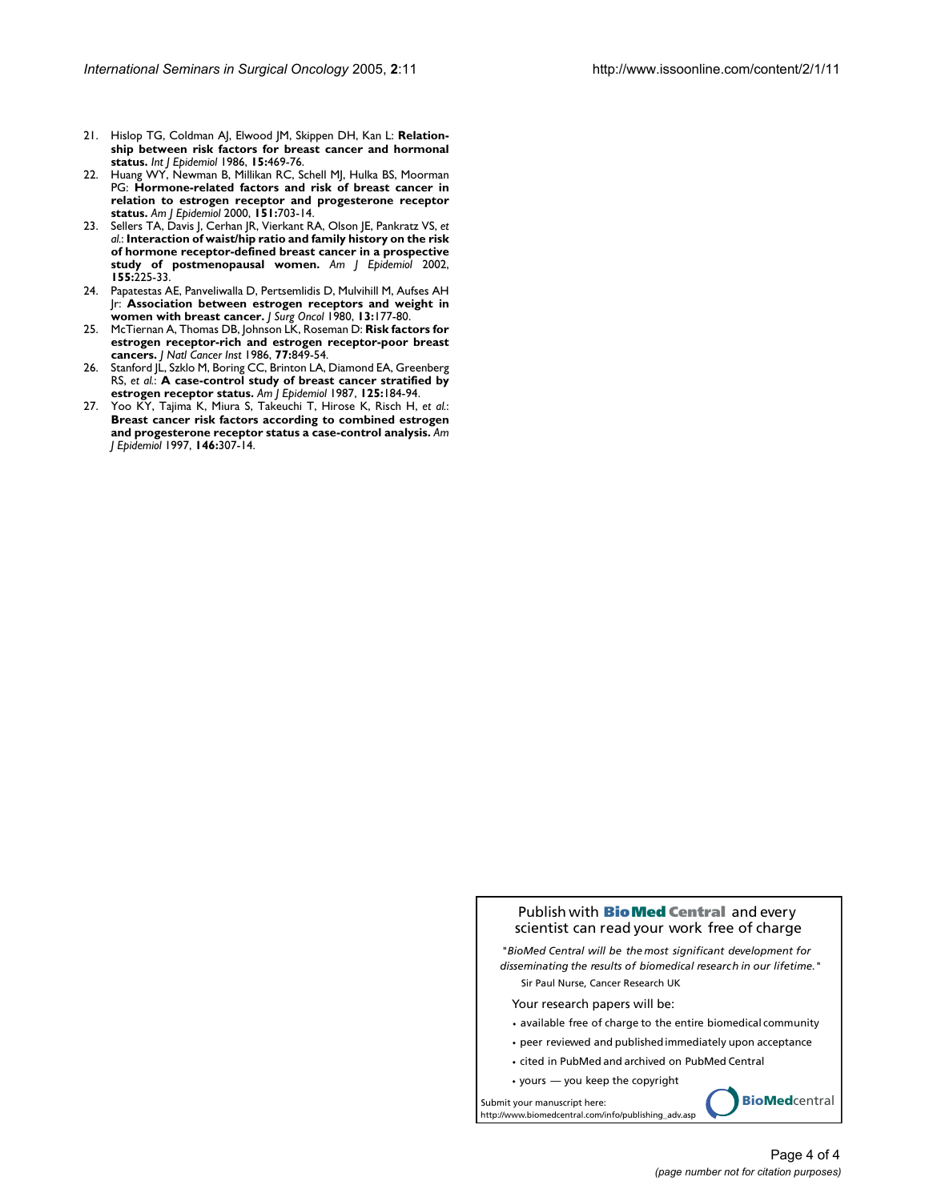21. Hislop TG, Coldman AJ, Elwood JM, Skippen DH, Kan L: **Relationship between risk factors for breast cancer and hormonal status.** *Int J Epidemiol* 1986, **15:**469-76.
22. Huang WY, Newman B, Millikan RC, Schell MJ, Hulka BS, Moorman PG: **Hormone-related factors and risk of breast cancer in relation to estrogen receptor and progesterone receptor status.** *Am J Epidemiol* 2000, **151:**703-14.
23. Sellers TA, Davis J, Cerhan JR, Vierkant RA, Olson JE, Pankratz VS, *et al.*: **Interaction of waist/hip ratio and family history on the risk of hormone receptor-defined breast cancer in a prospective study of postmenopausal women.** *Am J Epidemiol* 2002, **155:**225-33.
24. Papatestas AE, Panveliwalla D, Pertsemlidis D, Mulvihill M, Aufses AH Jr: **Association between estrogen receptors and weight in women with breast cancer.** *J Surg Oncol* 1980, **13:**177-80.
25. McTiernan A, Thomas DB, Johnson LK, Roseman D: **Risk factors for estrogen receptor-rich and estrogen receptor-poor breast cancers.** *J Natl Cancer Inst* 1986, **77:**849-54.
26. Stanford JL, Szklo M, Boring CC, Brinton LA, Diamond EA, Greenberg RS, *et al.*: **A case-control study of breast cancer stratified by estrogen receptor status.** *Am J Epidemiol* 1987, **125:**184-94.
27. Yoo KY, Tajima K, Miura S, Takeuchi T, Hirose K, Risch H, *et al.*: **Breast cancer risk factors according to combined estrogen and progesterone receptor status a case-control analysis.** *Am J Epidemiol* 1997, **146:**307-14.

Publish with **BioMed Central** and every scientist can read your work free of charge

*"BioMed Central will be the most significant development for disseminating the results of biomedical research in our lifetime."*
Sir Paul Nurse, Cancer Research UK

Your research papers will be:

- available free of charge to the entire biomedical community
- peer reviewed and published immediately upon acceptance
- cited in PubMed and archived on PubMed Central
- yours — you keep the copyright

Submit your manuscript here:
http://www.biomedcentral.com/info/publishing_adv.asp

**BioMed**central